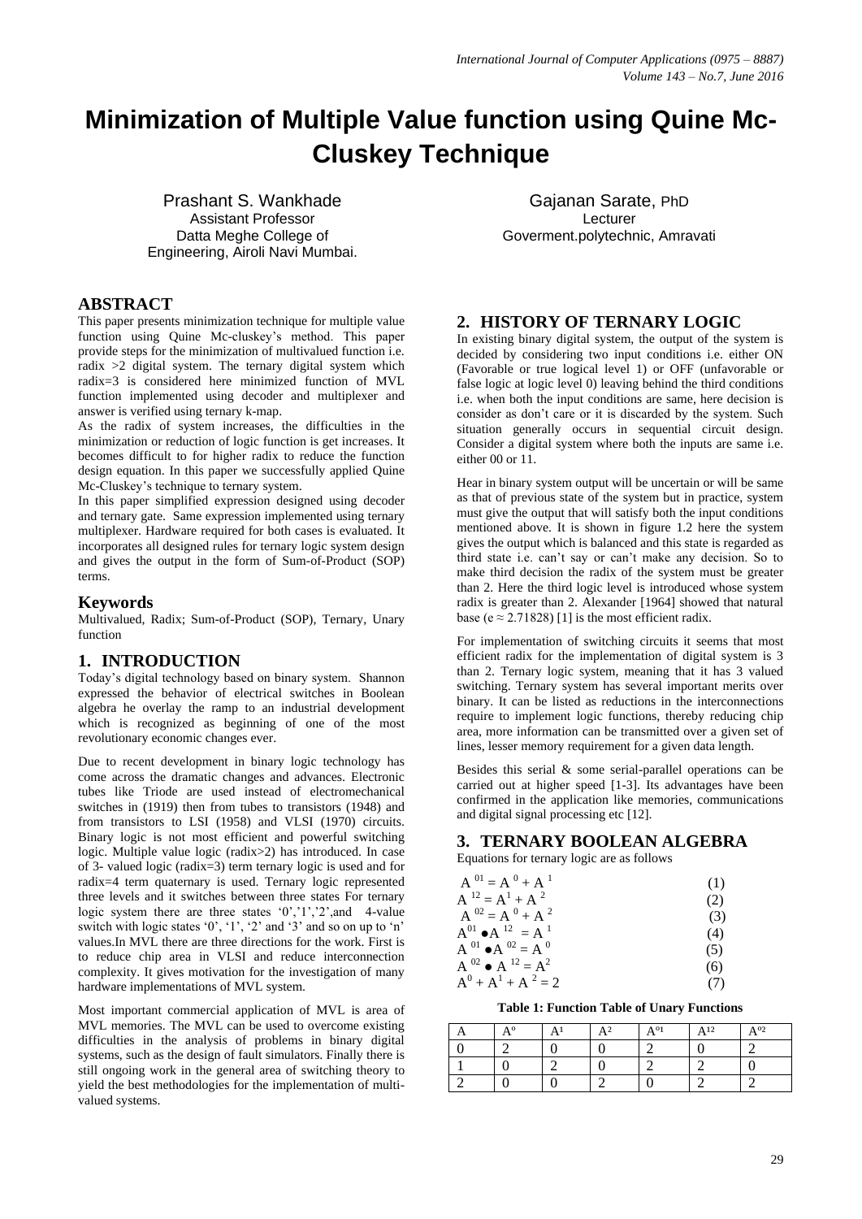# Minimization of Multiple Value function using Quine Mc-Cluskey Technique

Prashant S. Wankhade
Assistant Professor
Datta Meghe College of Engineering, Airoli Navi Mumbai.

Gajanan Sarate, PhD
Lecturer
Goverment.polytechnic, Amravati

## ABSTRACT

This paper presents minimization technique for multiple value function using Quine Mc-cluskey's method. This paper provide steps for the minimization of multivalued function i.e. radix >2 digital system. The ternary digital system which radix=3 is considered here minimized function of MVL function implemented using decoder and multiplexer and answer is verified using ternary k-map.

As the radix of system increases, the difficulties in the minimization or reduction of logic function is get increases. It becomes difficult to for higher radix to reduce the function design equation. In this paper we successfully applied Quine Mc-Cluskey's technique to ternary system.

In this paper simplified expression designed using decoder and ternary gate. Same expression implemented using ternary multiplexer. Hardware required for both cases is evaluated. It incorporates all designed rules for ternary logic system design and gives the output in the form of Sum-of-Product (SOP) terms.

## Keywords

Multivalued, Radix; Sum-of-Product (SOP), Ternary, Unary function

## 1. INTRODUCTION

Today's digital technology based on binary system. Shannon expressed the behavior of electrical switches in Boolean algebra he overlay the ramp to an industrial development which is recognized as beginning of one of the most revolutionary economic changes ever.

Due to recent development in binary logic technology has come across the dramatic changes and advances. Electronic tubes like Triode are used instead of electromechanical switches in (1919) then from tubes to transistors (1948) and from transistors to LSI (1958) and VLSI (1970) circuits. Binary logic is not most efficient and powerful switching logic. Multiple value logic (radix>2) has introduced. In case of 3- valued logic (radix=3) term ternary logic is used and for radix=4 term quaternary is used. Ternary logic represented three levels and it switches between three states For ternary logic system there are three states '0','1','2',and 4-value switch with logic states '0', '1', '2' and '3' and so on up to 'n' values.In MVL there are three directions for the work. First is to reduce chip area in VLSI and reduce interconnection complexity. It gives motivation for the investigation of many hardware implementations of MVL system.

Most important commercial application of MVL is area of MVL memories. The MVL can be used to overcome existing difficulties in the analysis of problems in binary digital systems, such as the design of fault simulators. Finally there is still ongoing work in the general area of switching theory to yield the best methodologies for the implementation of multi-valued systems.

## 2. HISTORY OF TERNARY LOGIC

In existing binary digital system, the output of the system is decided by considering two input conditions i.e. either ON (Favorable or true logical level 1) or OFF (unfavorable or false logic at logic level 0) leaving behind the third conditions i.e. when both the input conditions are same, here decision is consider as don't care or it is discarded by the system. Such situation generally occurs in sequential circuit design. Consider a digital system where both the inputs are same i.e. either 00 or 11.

Hear in binary system output will be uncertain or will be same as that of previous state of the system but in practice, system must give the output that will satisfy both the input conditions mentioned above. It is shown in figure 1.2 here the system gives the output which is balanced and this state is regarded as third state i.e. can't say or can't make any decision. So to make third decision the radix of the system must be greater than 2. Here the third logic level is introduced whose system radix is greater than 2. Alexander [1964] showed that natural base ($e \approx 2.71828$) [1] is the most efficient radix.

For implementation of switching circuits it seems that most efficient radix for the implementation of digital system is 3 than 2. Ternary logic system, meaning that it has 3 valued switching. Ternary system has several important merits over binary. It can be listed as reductions in the interconnections require to implement logic functions, thereby reducing chip area, more information can be transmitted over a given set of lines, lesser memory requirement for a given data length.

Besides this serial & some serial-parallel operations can be carried out at higher speed [1-3]. Its advantages have been confirmed in the application like memories, communications and digital signal processing etc [12].

## 3. TERNARY BOOLEAN ALGEBRA

Equations for ternary logic are as follows

$$A^{01} = A^{0} + A^{1} \quad (1)$$

$$A^{12} = A^{1} + A^{2} \quad (2)$$

$$A^{02} = A^{0} + A^{2} \quad (3)$$

$$A^{01} \bullet A^{12} = A^{1} \quad (4)$$

$$A^{01} \bullet A^{02} = A^{0} \quad (5)$$

$$A^{02} \bullet A^{12} = A^{2} \quad (6)$$

$$A^{0} + A^{1} + A^{2} = 2 \quad (7)$$

**Table 1: Function Table of Unary Functions**

| A | $A^{o}$ | $A^{1}$ | $A^{2}$ | $A^{o1}$ | $A^{12}$ | $A^{o2}$ |
|---|---|---|---|---|---|---|
| 0 | 2 | 0 | 0 | 2 | 0 | 2 |
| 1 | 0 | 2 | 0 | 2 | 2 | 0 |
| 2 | 0 | 0 | 2 | 0 | 2 | 2 |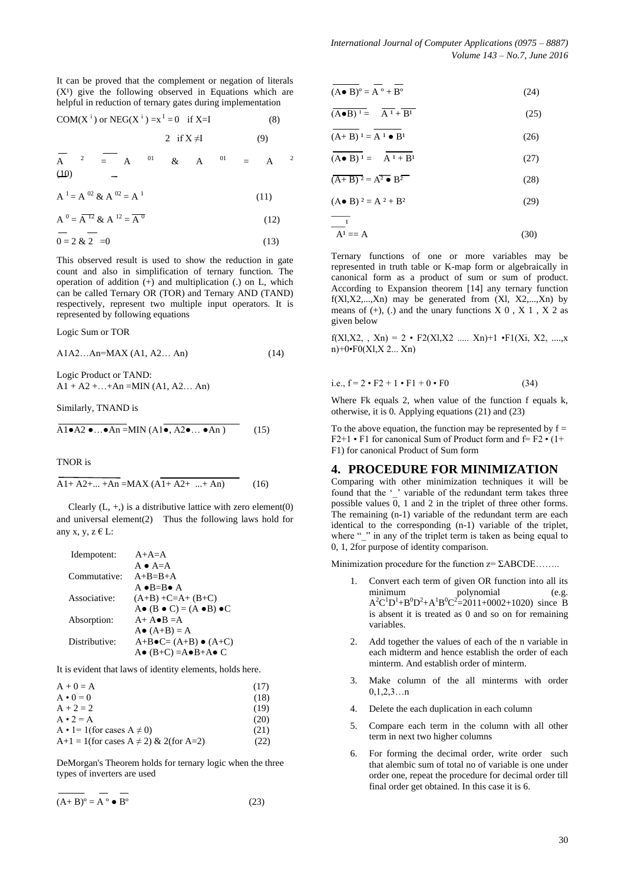It can be proved that the complement or negation of literals ($X^1$) give the following observed in Equations which are helpful in reduction of ternary gates during implementation

$$COM(X^i) \text{ or } NEG(X^i) = x^I = 0 \quad \text{if } X=I \tag{8}$$

$$2 \quad \text{if } X \neq I \tag{9}$$

$$\overline{A}^{\,2} = \overline{A^{01}} \;\&\; A^{01} = A^{2} \tag{10}$$

$$A^{1} = A^{02} \;\&\; A^{02} = A^{1} \tag{11}$$

$$A^{0} = \overline{A^{12}} \;\&\; A^{12} = \overline{A^{0}} \tag{12}$$

$$\overline{0} = 2 \;\&\; \overline{2} = 0 \tag{13}$$

This observed result is used to show the reduction in gate count and also in simplification of ternary function. The operation of addition (+) and multiplication (.) on L, which can be called Ternary OR (TOR) and Ternary AND (TAND) respectively, represent two multiple input operators. It is represented by following equations

Logic Sum or TOR

$$A1A2\ldots An = MAX\ (A1, A2\ldots An) \tag{14}$$

Logic Product or TAND:
$A1 + A2 + \ldots + An = MIN\ (A1, A2\ldots An)$

Similarly, TNAND is

$$\overline{A1\bullet A2 \bullet\ldots\bullet An} = MIN\ (\overline{A1\bullet, A2\bullet\ldots \bullet An}) \tag{15}$$

TNOR is

$$\overline{A1+ A2+\ldots +An} = MAX\ (\overline{A1+ A2+ \ \ldots+ An}) \tag{16}$$

Clearly (L, +,) is a distributive lattice with zero element(0) and universal element(2) Thus the following laws hold for any x, y, z € L:

| | |
|---|---|
| Idempotent: | $A+A=A$ |
| | $A \bullet A=A$ |
| Commutative: | $A+B=B+A$ |
| | $A \bullet B=B\bullet A$ |
| Associative: | $(A+B) +C=A+ (B+C)$ |
| | $A\bullet (B \bullet C) = (A \bullet B) \bullet C$ |
| Absorption: | $A+ A\bullet B =A$ |
| | $A\bullet (A+B) = A$ |
| Distributive: | $A+B\bullet C= (A+B) \bullet (A+C)$ |
| | $A\bullet (B+C) =A\bullet B+A\bullet C$ |

It is evident that laws of identity elements, holds here.

$$A + 0 = A \tag{17}$$
$$A \cdot 0 = 0 \tag{18}$$
$$A + 2 = 2 \tag{19}$$
$$A \cdot 2 = A \tag{20}$$
$$A \cdot 1= 1 (\text{for cases } A \neq 0) \tag{21}$$
$$A+1 = 1 (\text{for cases } A \neq 2)\ \&\ 2 (\text{for } A=2) \tag{22}$$

DeMorgan's Theorem holds for ternary logic when the three types of inverters are used

$$\overline{(A+ B)}^{o} = \overline{A}^{\,o} \bullet \overline{B}^{o} \tag{23}$$

$$\overline{(A\bullet B)}^{o} = \overline{A}^{\,o} + \overline{B}^{o} \tag{24}$$

$$\overline{(A\bullet B)}^{\,1} = \overline{A^{1} + B^{1}} \tag{25}$$

$$\overline{(A+ B)}^{\,1} = \overline{A^{1} \bullet B^{1}} \tag{26}$$

$$\overline{(A\bullet B)^{1}} = \overline{A^{1} + B^{1}} \tag{27}$$

$$\overline{(A+ B)^{2}} = \overline{A^{2} \bullet B^{2}} \tag{28}$$

$$(A\bullet B)^{2} = A^{2} + B^{2} \tag{29}$$

$$\overline{\overline{A^{1}}} == A \tag{30}$$

Ternary functions of one or more variables may be represented in truth table or K-map form or algebraically in canonical form as a product of sum or sum of product. According to Expansion theorem [14] any ternary function f(Xl,X2,...,Xn) may be generated from (Xl, X2,...,Xn) by means of (+), (.) and the unary functions X 0 , X 1 , X 2 as given below

f(Xl,X2, , Xn) = 2 • F2(Xl,X2 ..... Xn)+1 •F1(Xi, X2, ....,x n)+0•F0(Xl,X 2... Xn)

$$\text{i.e., } f = 2 \cdot F2 + 1 \cdot F1 + 0 \cdot F0 \tag{34}$$

Where Fk equals 2, when value of the function f equals k, otherwise, it is 0. Applying equations (21) and (23)

To the above equation, the function may be represented by f = F2+1 • F1 for canonical Sum of Product form and f= F2 • (1+ F1) for canonical Product of Sum form

# 4. PROCEDURE FOR MINIMIZATION

Comparing with other minimization techniques it will be found that the '_' variable of the redundant term takes three possible values 0, 1 and 2 in the triplet of three other forms. The remaining (n-1) variable of the redundant term are each identical to the corresponding (n-1) variable of the triplet, where "_" in any of the triplet term is taken as being equal to 0, 1, 2for purpose of identity comparison.

Minimization procedure for the function z= ΣABCDE……..

1. Convert each term of given OR function into all its minimum polynomial (e.g. $A^2C^1D^1+B^0D^2+A^1B^0C^2$=2011+0002+1020) since B is absent it is treated as 0 and so on for remaining variables.
2. Add together the values of each of the n variable in each midterm and hence establish the order of each minterm. And establish order of minterm.
3. Make column of the all minterms with order 0,1,2,3…n
4. Delete the each duplication in each column
5. Compare each term in the column with all other term in next two higher columns
6. For forming the decimal order, write order such that alembic sum of total no of variable is one under order one, repeat the procedure for decimal order till final order get obtained. In this case it is 6.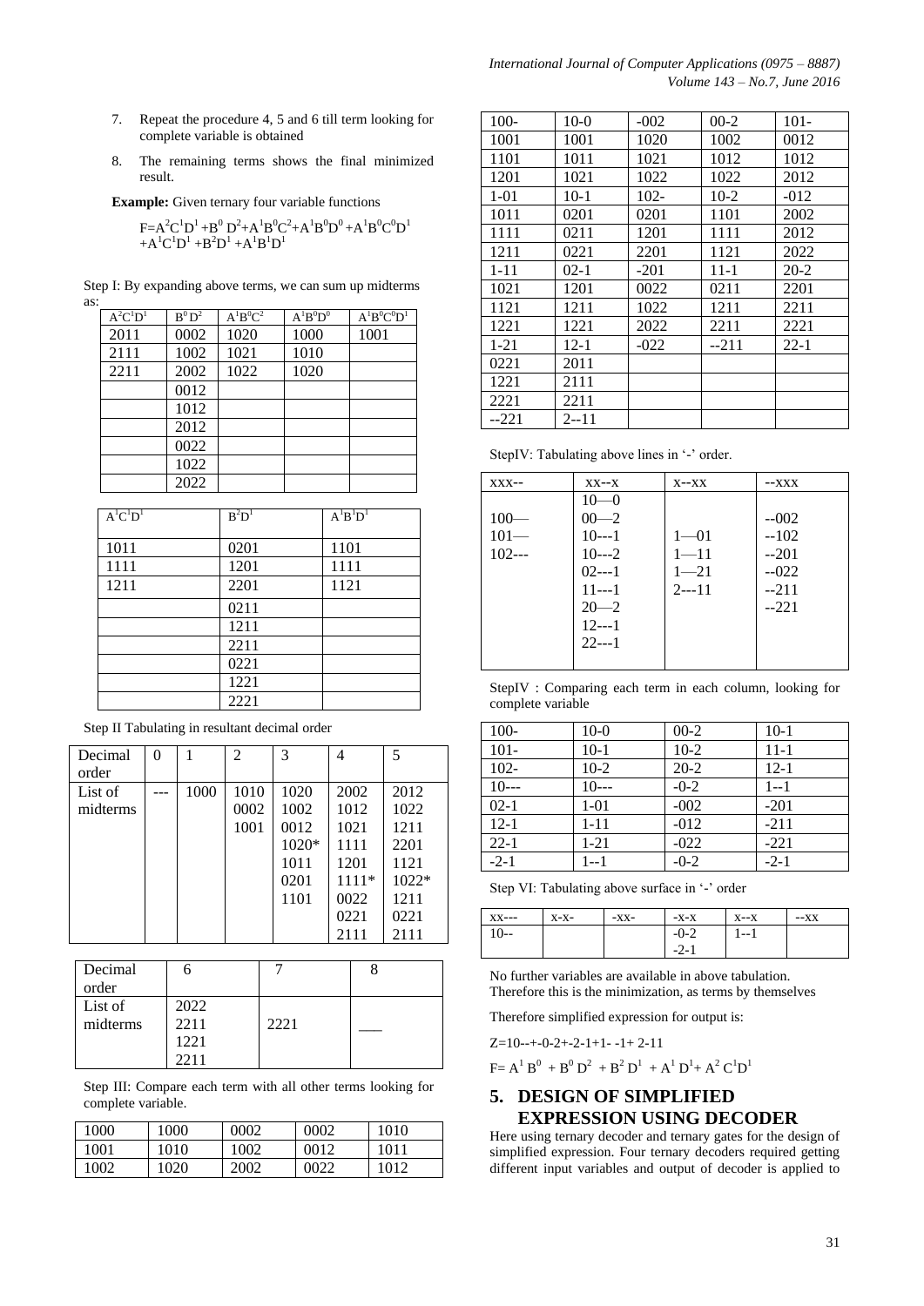7. Repeat the procedure 4, 5 and 6 till term looking for complete variable is obtained
8. The remaining terms shows the final minimized result.

**Example:** Given ternary four variable functions

$$F = A^2C^1D^1 + B^0D^2 + A^1B^0C^2 + A^1B^0D^0 + A^1B^0C^0D^1 + A^1C^1D^1 + B^2D^1 + A^1B^1D^1$$

Step I: By expanding above terms, we can sum up midterms as:

| $A^2C^1D^1$ | $B^0D^2$ | $A^1B^0C^2$ | $A^1B^0D^0$ | $A^1B^0C^0D^1$ |
|---|---|---|---|---|
| 2011 | 0002 | 1020 | 1000 | 1001 |
| 2111 | 1002 | 1021 | 1010 | |
| 2211 | 2002 | 1022 | 1020 | |
| | 0012 | | | |
| | 1012 | | | |
| | 2012 | | | |
| | 0022 | | | |
| | 1022 | | | |
| | 2022 | | | |

| $A^1C^1D^1$ | $B^2D^1$ | $A^1B^1D^1$ |
|---|---|---|
| 1011 | 0201 | 1101 |
| 1111 | 1201 | 1111 |
| 1211 | 2201 | 1121 |
| | 0211 | |
| | 1211 | |
| | 2211 | |
| | 0221 | |
| | 1221 | |
| | 2221 | |

Step II Tabulating in resultant decimal order

| Decimal order | 0 | 1 | 2 | 3 | 4 | 5 |
|---|---|---|---|---|---|---|
| List of midterms | --- | 1000 | 1010<br>0002<br>1001 | 1020<br>1002<br>0012<br>1020*<br>1011<br>0201<br>1101 | 2002<br>1012<br>1021<br>1111<br>1201<br>1111*<br>0022<br>0221<br>2111 | 2012<br>1022<br>1211<br>2201<br>1121<br>1022*<br>1211<br>0221<br>2111 |

| Decimal order | 6 | 7 | 8 |
|---|---|---|---|
| List of midterms | 2022<br>2211<br>1221<br>2211 | 2221 | ___ |

Step III: Compare each term with all other terms looking for complete variable.

| 1000 | 1000 | 0002 | 0002 | 1010 |
|---|---|---|---|---|
| 1001 | 1010 | 1002 | 0012 | 1011 |
| 1002 | 1020 | 2002 | 0022 | 1012 |
| 100- | 10-0 | -002 | 00-2 | 101- |
| 1001 | 1001 | 1020 | 1002 | 0012 |
| 1101 | 1011 | 1021 | 1012 | 1012 |
| 1201 | 1021 | 1022 | 1022 | 2012 |
| 1-01 | 10-1 | 102- | 10-2 | -012 |
| 1011 | 0201 | 0201 | 1101 | 2002 |
| 1111 | 0211 | 1201 | 1111 | 2012 |
| 1211 | 0221 | 2201 | 1121 | 2022 |
| 1-11 | 02-1 | -201 | 11-1 | 20-2 |
| 1021 | 1201 | 0022 | 0211 | 2201 |
| 1121 | 1211 | 1022 | 1211 | 2211 |
| 1221 | 1221 | 2022 | 2211 | 2221 |
| 1-21 | 12-1 | -022 | --211 | 22-1 |
| 0221 | 2011 | | | |
| 1221 | 2111 | | | |
| 2221 | 2211 | | | |
| --221 | 2--11 | | | |

StepIV: Tabulating above lines in '-' order.

| xxx-- | xx--x | x--xx | --xxx |
|---|---|---|---|
| 100—<br>101—<br>102--- | 10—0<br>00—2<br>10---1<br>10---2<br>02---1<br>11---1<br>20—2<br>12---1<br>22---1 | 1—01<br>1—11<br>1—21<br>2---11 | --002<br>--102<br>--201<br>--022<br>--211<br>--221 |

StepIV : Comparing each term in each column, looking for complete variable

| 100- | 10-0 | 00-2 | 10-1 |
|---|---|---|---|
| 101- | 10-1 | 10-2 | 11-1 |
| 102- | 10-2 | 20-2 | 12-1 |
| 10--- | 10--- | -0-2 | 1--1 |
| 02-1 | 1-01 | -002 | -201 |
| 12-1 | 1-11 | -012 | -211 |
| 22-1 | 1-21 | -022 | -221 |
| -2-1 | 1--1 | -0-2 | -2-1 |

Step VI: Tabulating above surface in '-' order

| xx--- | x-x- | -xx- | -x-x | x--x | --xx |
|---|---|---|---|---|---|
| 10-- | | | -0-2<br>-2-1 | 1--1 | |

No further variables are available in above tabulation. Therefore this is the minimization, as terms by themselves

Therefore simplified expression for output is:

Z=10--+-0-2+-2-1+1- -1+ 2-11

$$F = A^1B^0 + B^0D^2 + B^2D^1 + A^1D^1 + A^2C^1D^1$$

## 5. DESIGN OF SIMPLIFIED EXPRESSION USING DECODER

Here using ternary decoder and ternary gates for the design of simplified expression. Four ternary decoders required getting different input variables and output of decoder is applied to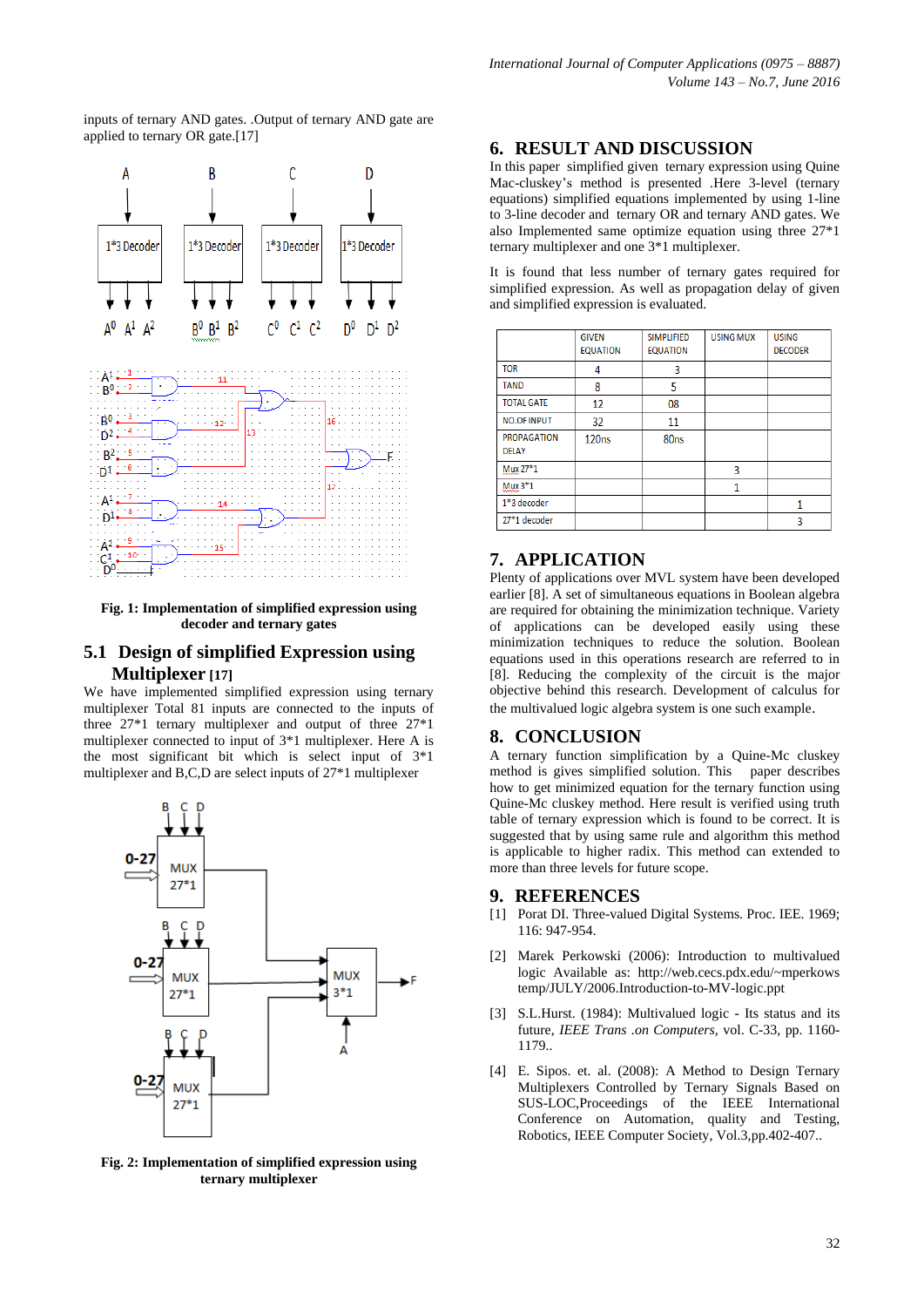inputs of ternary AND gates. .Output of ternary AND gate are applied to ternary OR gate.[17]

**Fig. 1: Implementation of simplified expression using decoder and ternary gates**

### 5.1 Design of simplified Expression using Multiplexer [17]

We have implemented simplified expression using ternary multiplexer Total 81 inputs are connected to the inputs of three 27*1 ternary multiplexer and output of three 27*1 multiplexer connected to input of 3*1 multiplexer. Here A is the most significant bit which is select input of 3*1 multiplexer and B,C,D are select inputs of 27*1 multiplexer

**Fig. 2: Implementation of simplified expression using ternary multiplexer**

## 6. RESULT AND DISCUSSION

In this paper simplified given ternary expression using Quine Mac-cluskey's method is presented .Here 3-level (ternary equations) simplified equations implemented by using 1-line to 3-line decoder and ternary OR and ternary AND gates. We also Implemented same optimize equation using three 27*1 ternary multiplexer and one 3*1 multiplexer.

It is found that less number of ternary gates required for simplified expression. As well as propagation delay of given and simplified expression is evaluated.

| | GIVEN EQUATION | SIMPLIFIED EQUATION | USING MUX | USING DECODER |
|---|---|---|---|---|
| TOR | 4 | 3 | | |
| TAND | 8 | 5 | | |
| TOTAL GATE | 12 | 08 | | |
| NO.OF INPUT | 32 | 11 | | |
| PROPAGATION DELAY | 120ns | 80ns | | |
| Mux 27*1 | | | 3 | |
| Mux 3*1 | | | 1 | |
| 1*3 decoder | | | | 1 |
| 27*1 decoder | | | | 3 |

## 7. APPLICATION

Plenty of applications over MVL system have been developed earlier [8]. A set of simultaneous equations in Boolean algebra are required for obtaining the minimization technique. Variety of applications can be developed easily using these minimization techniques to reduce the solution. Boolean equations used in this operations research are referred to in [8]. Reducing the complexity of the circuit is the major objective behind this research. Development of calculus for the multivalued logic algebra system is one such example.

## 8. CONCLUSION

A ternary function simplification by a Quine-Mc cluskey method is gives simplified solution. This paper describes how to get minimized equation for the ternary function using Quine-Mc cluskey method. Here result is verified using truth table of ternary expression which is found to be correct. It is suggested that by using same rule and algorithm this method is applicable to higher radix. This method can extended to more than three levels for future scope.

## 9. REFERENCES

[1] Porat DI. Three-valued Digital Systems. Proc. IEE. 1969; 116: 947-954.

[2] Marek Perkowski (2006): Introduction to multivalued logic Available as: http://web.cecs.pdx.edu/~mperkows temp/JULY/2006.Introduction-to-MV-logic.ppt

[3] S.L.Hurst. (1984): Multivalued logic - Its status and its future, *IEEE Trans .on Computers*, vol. C-33, pp. 1160-1179..

[4] E. Sipos. et. al. (2008): A Method to Design Ternary Multiplexers Controlled by Ternary Signals Based on SUS-LOC,Proceedings of the IEEE International Conference on Automation, quality and Testing, Robotics, IEEE Computer Society, Vol.3,pp.402-407..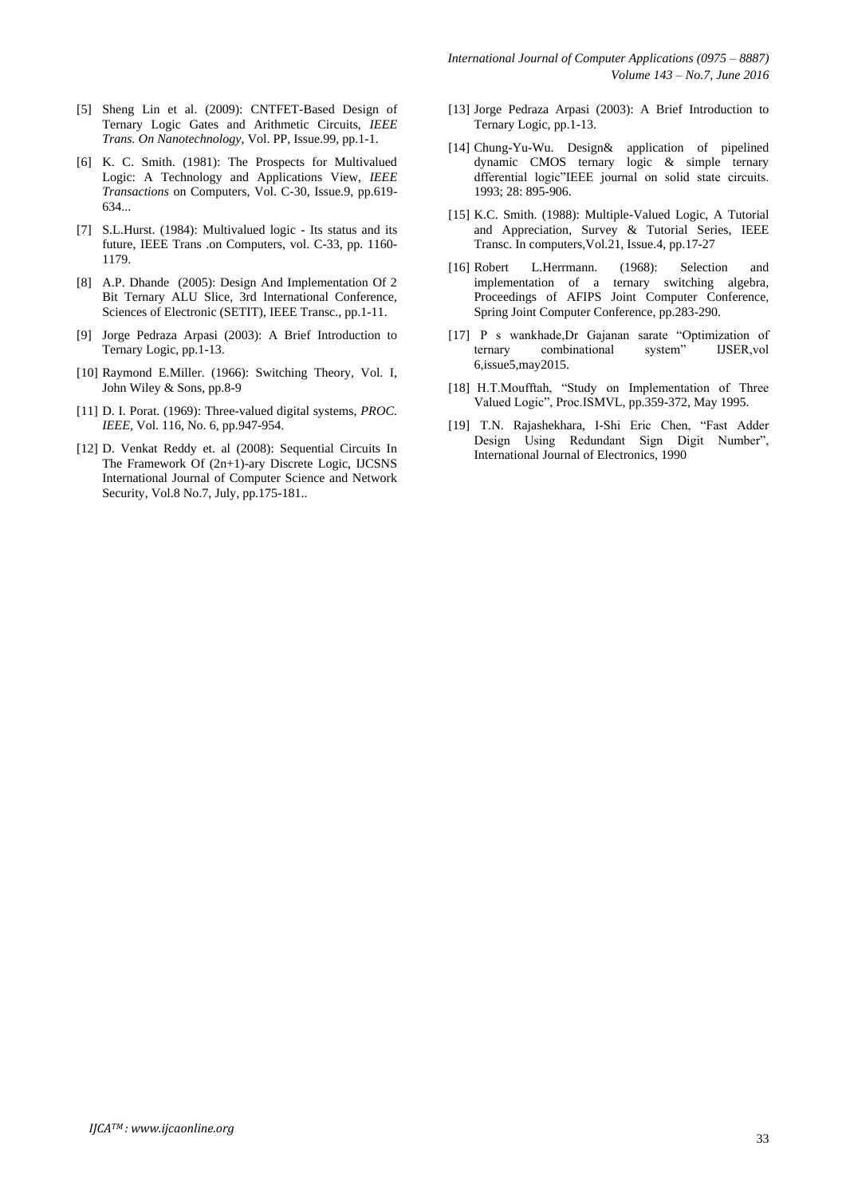[5] Sheng Lin et al. (2009): CNTFET-Based Design of Ternary Logic Gates and Arithmetic Circuits, *IEEE Trans. On Nanotechnology*, Vol. PP, Issue.99, pp.1-1.

[6] K. C. Smith. (1981): The Prospects for Multivalued Logic: A Technology and Applications View, *IEEE Transactions* on Computers, Vol. C-30, Issue.9, pp.619-634...

[7] S.L.Hurst. (1984): Multivalued logic - Its status and its future, IEEE Trans .on Computers, vol. C-33, pp. 1160-1179.

[8] A.P. Dhande (2005): Design And Implementation Of 2 Bit Ternary ALU Slice, 3rd International Conference, Sciences of Electronic (SETIT), IEEE Transc., pp.1-11.

[9] Jorge Pedraza Arpasi (2003): A Brief Introduction to Ternary Logic, pp.1-13.

[10] Raymond E.Miller. (1966): Switching Theory, Vol. I, John Wiley & Sons, pp.8-9

[11] D. I. Porat. (1969): Three-valued digital systems, *PROC. IEEE*, Vol. 116, No. 6, pp.947-954.

[12] D. Venkat Reddy et. al (2008): Sequential Circuits In The Framework Of (2n+1)-ary Discrete Logic, IJCSNS International Journal of Computer Science and Network Security, Vol.8 No.7, July, pp.175-181..

[13] Jorge Pedraza Arpasi (2003): A Brief Introduction to Ternary Logic, pp.1-13.

[14] Chung-Yu-Wu. Design& application of pipelined dynamic CMOS ternary logic & simple ternary dfferential logic"IEEE journal on solid state circuits. 1993; 28: 895-906.

[15] K.C. Smith. (1988): Multiple-Valued Logic, A Tutorial and Appreciation, Survey & Tutorial Series, IEEE Transc. In computers,Vol.21, Issue.4, pp.17-27

[16] Robert L.Herrmann. (1968): Selection and implementation of a ternary switching algebra, Proceedings of AFIPS Joint Computer Conference, Spring Joint Computer Conference, pp.283-290.

[17] P s wankhade,Dr Gajanan sarate "Optimization of ternary combinational system" IJSER,vol 6,issue5,may2015.

[18] H.T.Moufftah, "Study on Implementation of Three Valued Logic", Proc.ISMVL, pp.359-372, May 1995.

[19] T.N. Rajashekhara, I-Shi Eric Chen, "Fast Adder Design Using Redundant Sign Digit Number", International Journal of Electronics, 1990